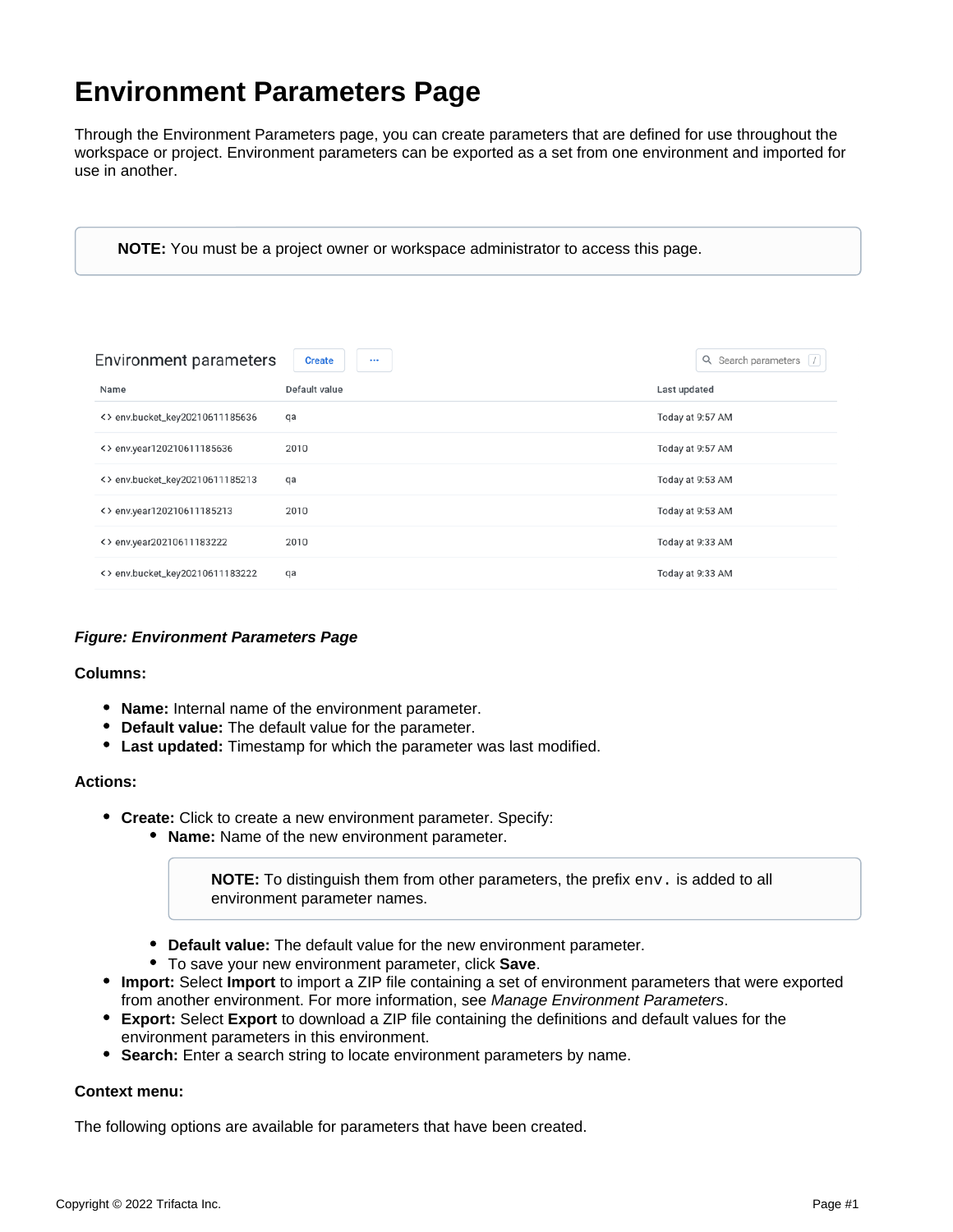# Environment Parameters Page

Through the Environment Parameters page, you can create parameters that are defined for use throughout the workspace or project. Environment parameters can be exported as a set from one environment and imported for use in another.

> **NOTE:** You must be a project owner or workspace administrator to access this page.

Environment parameters    Create    ···    Search parameters

| Name | Default value | Last updated |
| --- | --- | --- |
| <> env.bucket_key20210611185636 | qa | Today at 9:57 AM |
| <> env.year120210611185636 | 2010 | Today at 9:57 AM |
| <> env.bucket_key20210611185213 | qa | Today at 9:53 AM |
| <> env.year120210611185213 | 2010 | Today at 9:53 AM |
| <> env.year20210611183222 | 2010 | Today at 9:33 AM |
| <> env.bucket_key20210611183222 | qa | Today at 9:33 AM |

***Figure: Environment Parameters Page***

**Columns:**

- **Name:** Internal name of the environment parameter.
- **Default value:** The default value for the parameter.
- **Last updated:** Timestamp for which the parameter was last modified.

**Actions:**

- **Create:** Click to create a new environment parameter. Specify:
  - **Name:** Name of the new environment parameter.

    > **NOTE:** To distinguish them from other parameters, the prefix `env.` is added to all environment parameter names.

  - **Default value:** The default value for the new environment parameter.
  - To save your new environment parameter, click **Save**.
- **Import:** Select **Import** to import a ZIP file containing a set of environment parameters that were exported from another environment. For more information, see *Manage Environment Parameters*.
- **Export:** Select **Export** to download a ZIP file containing the definitions and default values for the environment parameters in this environment.
- **Search:** Enter a search string to locate environment parameters by name.

**Context menu:**

The following options are available for parameters that have been created.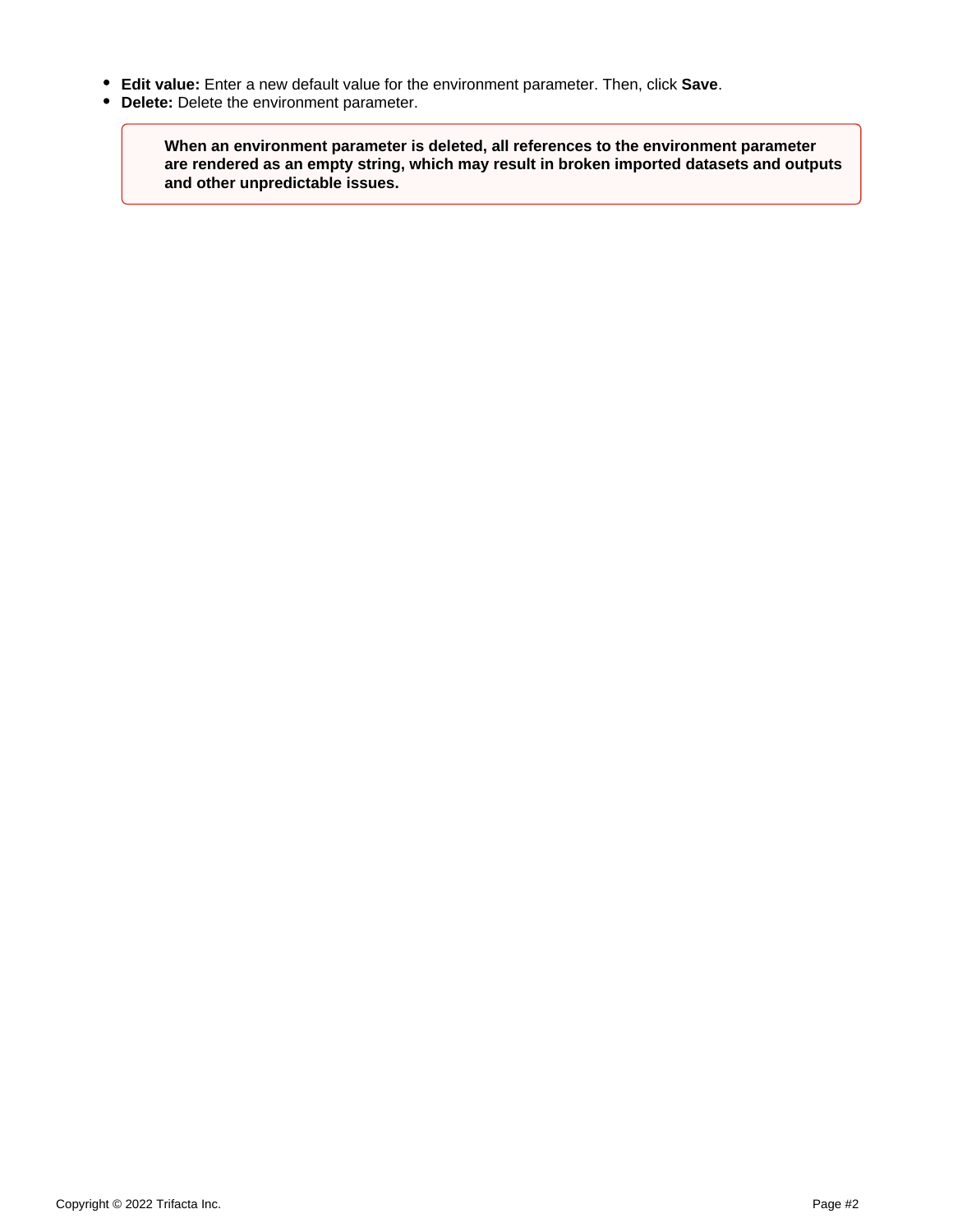- **Edit value:** Enter a new default value for the environment parameter. Then, click **Save**.
- **Delete:** Delete the environment parameter.

> **When an environment parameter is deleted, all references to the environment parameter are rendered as an empty string, which may result in broken imported datasets and outputs and other unpredictable issues.**